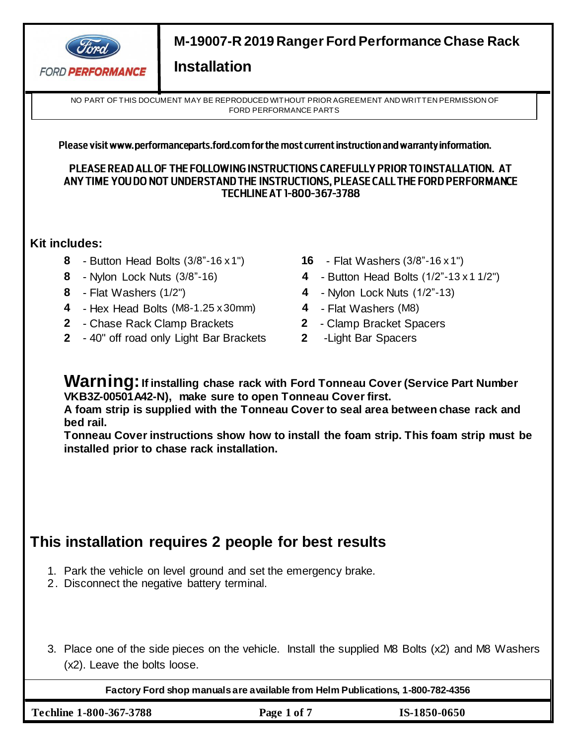# M-19007-R 2019 Ranger Ford Performance Chase Rack Installation

NO PART OF THIS DOCUMENT MAY BE REPRODUCED WITHOUT PRIOR AGREEMENT AND WRITTEN PERMISSION OF FORD PERFORMANCE PARTS

**Please visit www.performanceparts.ford.com for the most current instruction and warranty information.**

**PLEASE READ ALL OF THE FOLLOWING INSTRUCTIONS CAREFULLY PRIOR TO INSTALLATION. AT ANY TIME YOU DO NOT UNDERSTAND THE INSTRUCTIONS, PLEASE CALL THE FORD PERFORMANCE TECHLINE AT 1-800-367-3788**

**Kit includes:**

- **8** - Button Head Bolts (3/8"-16 x 1")
- **8** - Nylon Lock Nuts (3/8"-16)
- **8** - Flat Washers (1/2")
- **4** - Hex Head Bolts (M8-1.25 x 30mm)
- **2** - Chase Rack Clamp Brackets
- **2** - 40" off road only Light Bar Brackets
- **16** - Flat Washers (3/8"-16 x 1")
- **4** - Button Head Bolts (1/2"-13 x 1 1/2")
- **4** - Nylon Lock Nuts (1/2"-13)
- **4** - Flat Washers (M8)
- **2** - Clamp Bracket Spacers
- **2** -Light Bar Spacers

**Warning: If installing chase rack with Ford Tonneau Cover (Service Part Number VKB3Z-00501A42-N), make sure to open Tonneau Cover first.**
**A foam strip is supplied with the Tonneau Cover to seal area between chase rack and bed rail.**
**Tonneau Cover instructions show how to install the foam strip. This foam strip must be installed prior to chase rack installation.**

## This installation requires 2 people for best results

1. Park the vehicle on level ground and set the emergency brake.
2. Disconnect the negative battery terminal.
3. Place one of the side pieces on the vehicle. Install the supplied M8 Bolts (x2) and M8 Washers (x2). Leave the bolts loose.

**Factory Ford shop manuals are available from Helm Publications, 1-800-782-4356**

**Techline 1-800-367-3788** | **IS-1850-0650**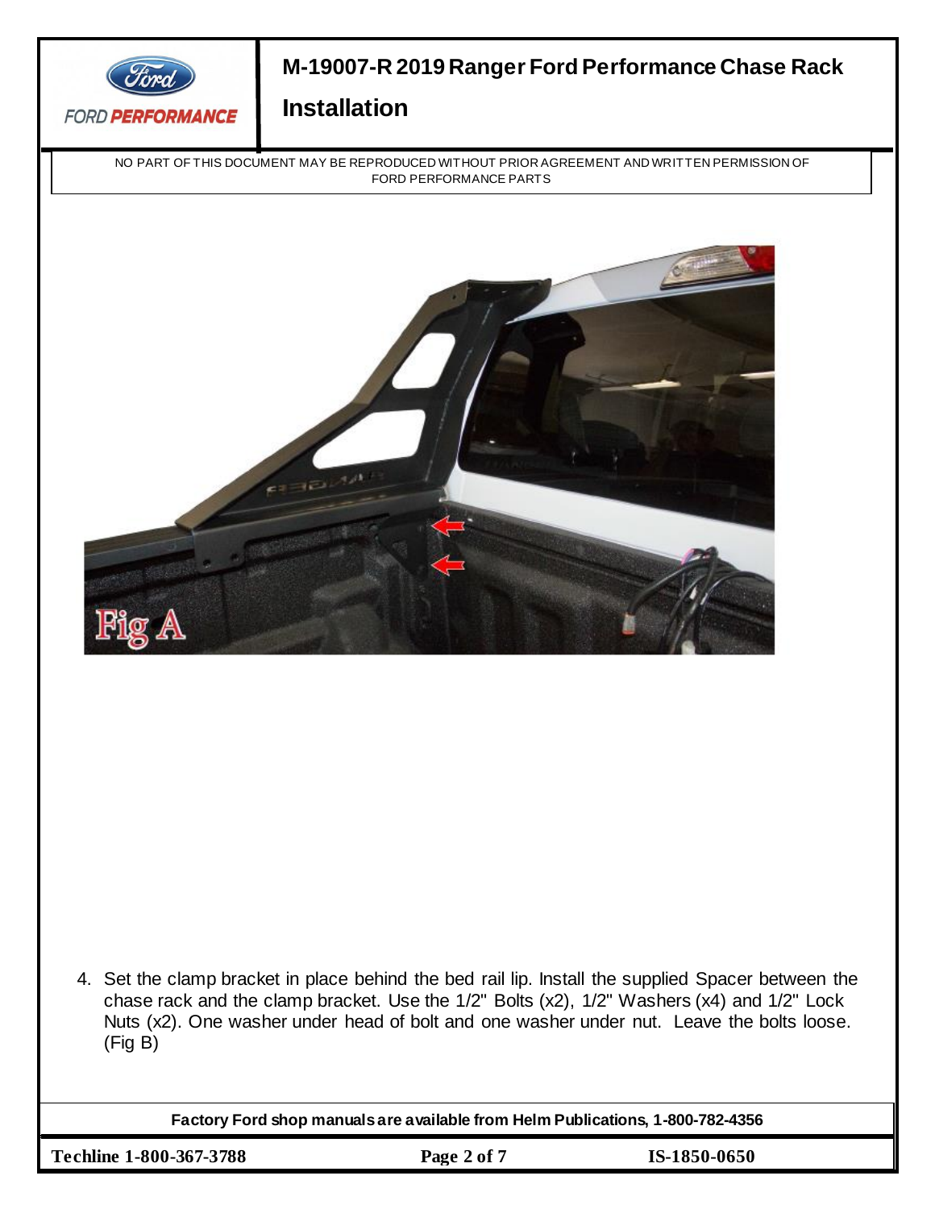Fig A

4. Set the clamp bracket in place behind the bed rail lip. Install the supplied Spacer between the chase rack and the clamp bracket. Use the 1/2" Bolts (x2), 1/2" Washers (x4) and 1/2" Lock Nuts (x2). One washer under head of bolt and one washer under nut. Leave the bolts loose. (Fig B)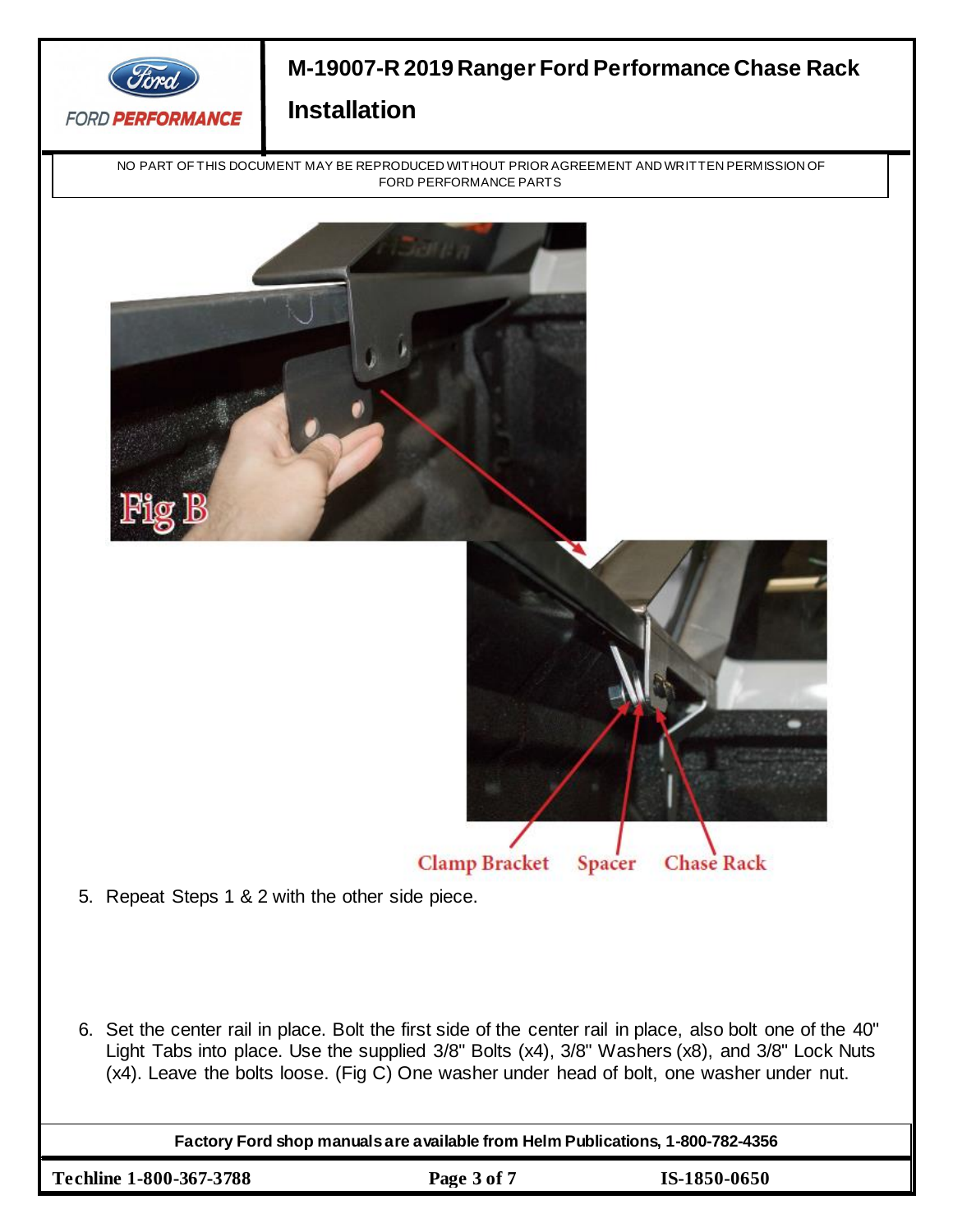# M-19007-R 2019 Ranger Ford Performance Chase Rack Installation

NO PART OF THIS DOCUMENT MAY BE REPRODUCED WITHOUT PRIOR AGREEMENT AND WRITTEN PERMISSION OF FORD PERFORMANCE PARTS

Fig B

Clamp Bracket Spacer Chase Rack

5. Repeat Steps 1 & 2 with the other side piece.

6. Set the center rail in place. Bolt the first side of the center rail in place, also bolt one of the 40" Light Tabs into place. Use the supplied 3/8" Bolts (x4), 3/8" Washers (x8), and 3/8" Lock Nuts (x4). Leave the bolts loose. (Fig C) One washer under head of bolt, one washer under nut.

Factory Ford shop manuals are available from Helm Publications, 1-800-782-4356

Techline 1-800-367-3788 IS-1850-0650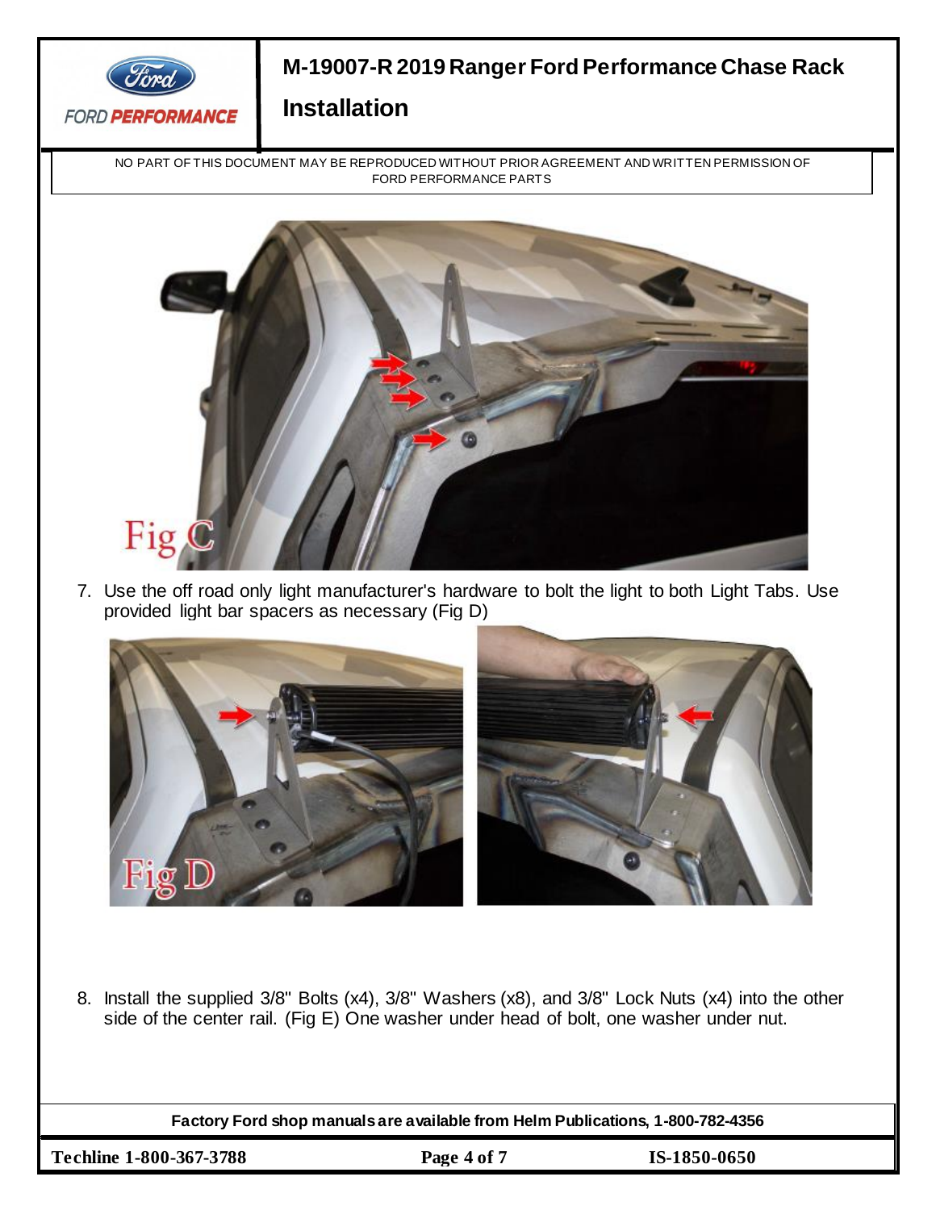7. Use the off road only light manufacturer's hardware to bolt the light to both Light Tabs. Use provided light bar spacers as necessary (Fig D)

8. Install the supplied 3/8" Bolts (x4), 3/8" Washers (x8), and 3/8" Lock Nuts (x4) into the other side of the center rail. (Fig E) One washer under head of bolt, one washer under nut.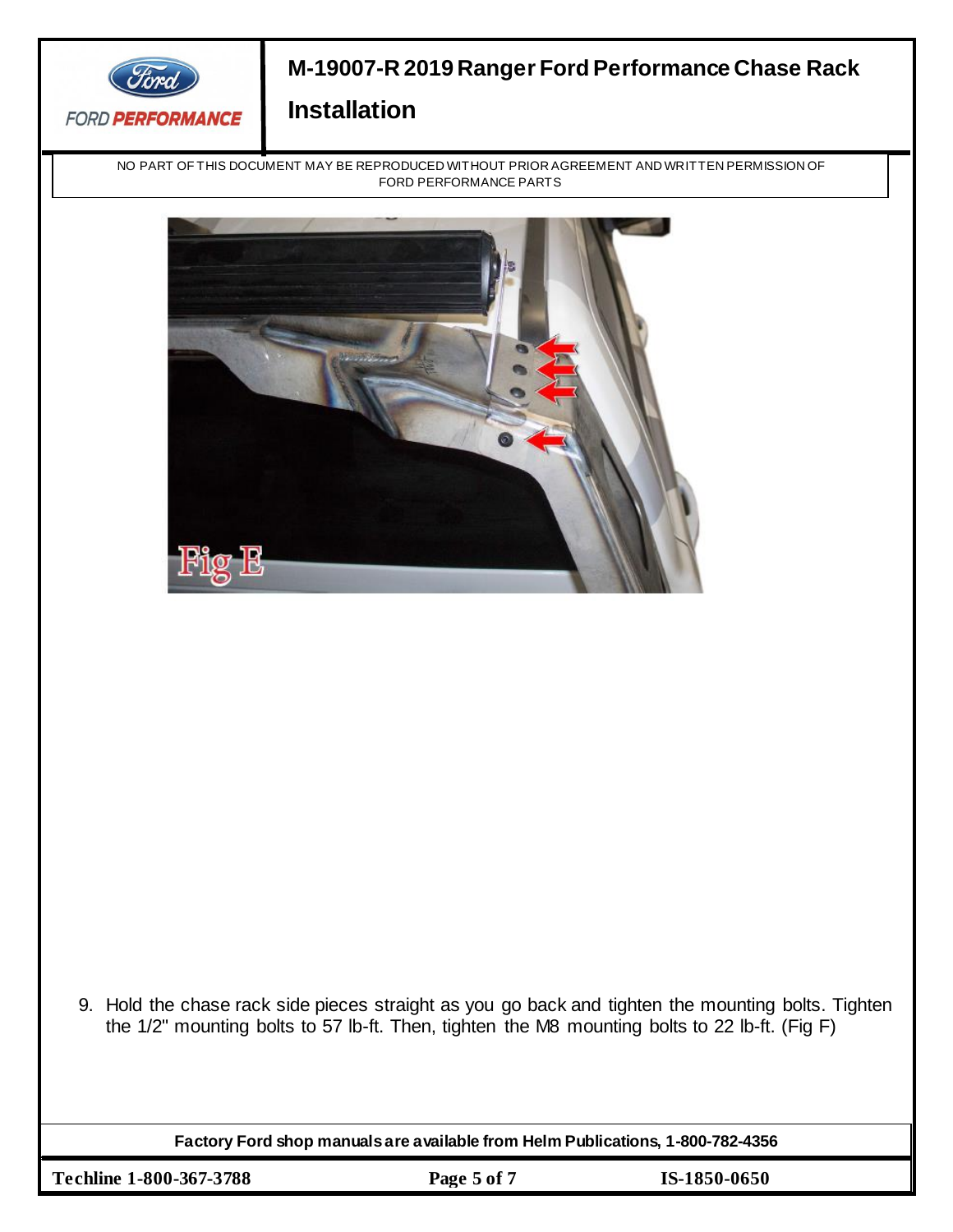Fig E

9. Hold the chase rack side pieces straight as you go back and tighten the mounting bolts. Tighten the 1/2" mounting bolts to 57 lb-ft. Then, tighten the M8 mounting bolts to 22 lb-ft. (Fig F)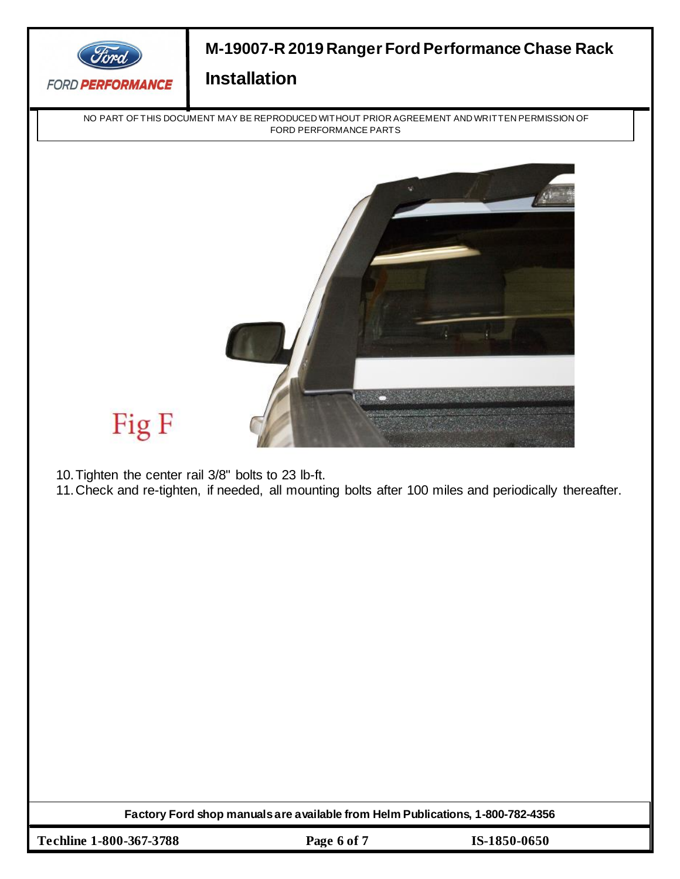Fig F

10. Tighten the center rail 3/8" bolts to 23 lb-ft.
11. Check and re-tighten, if needed, all mounting bolts after 100 miles and periodically thereafter.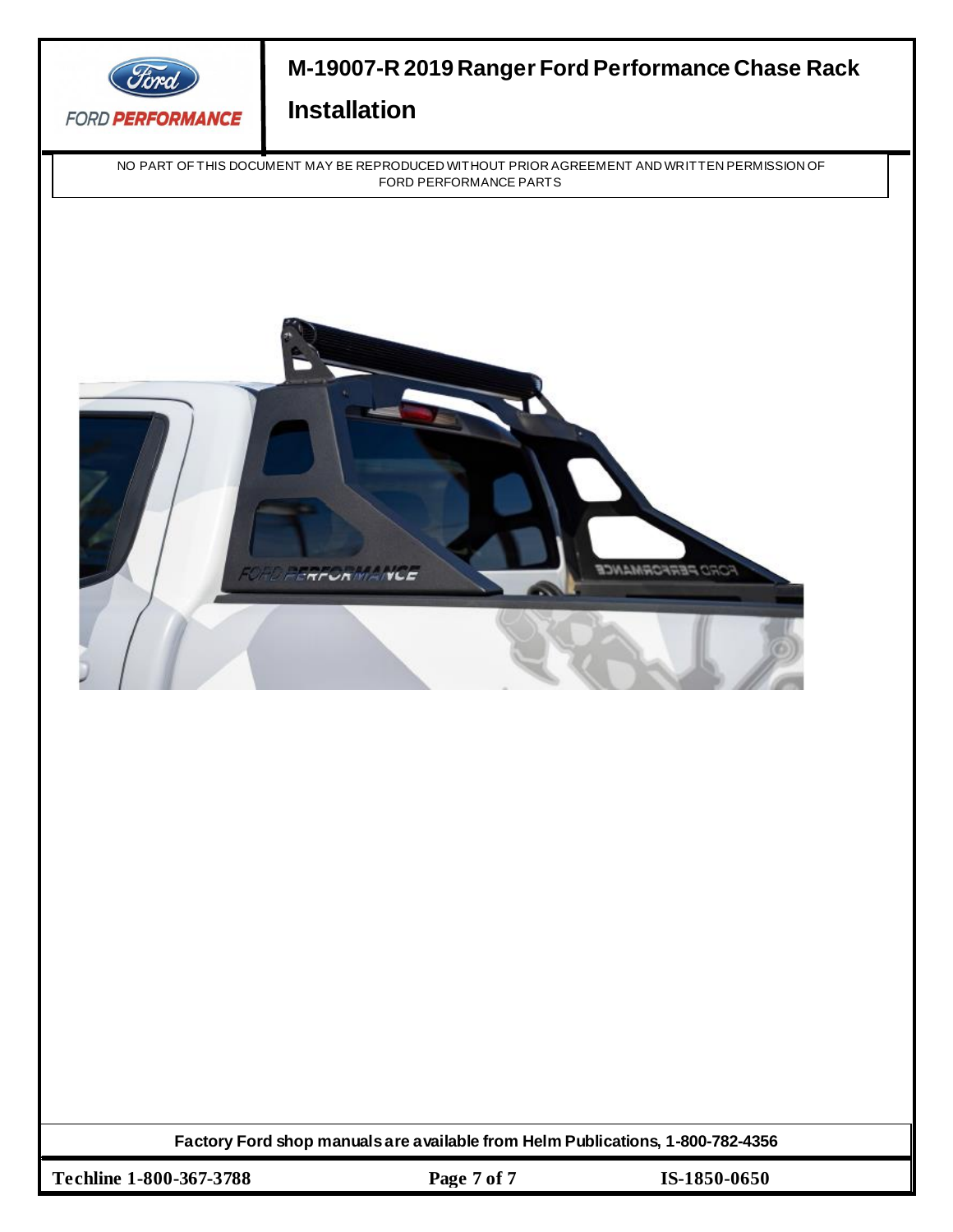NO PART OF THIS DOCUMENT MAY BE REPRODUCED WITHOUT PRIOR AGREEMENT AND WRITTEN PERMISSION OF FORD PERFORMANCE PARTS

Factory Ford shop manuals are available from Helm Publications, 1-800-782-4356